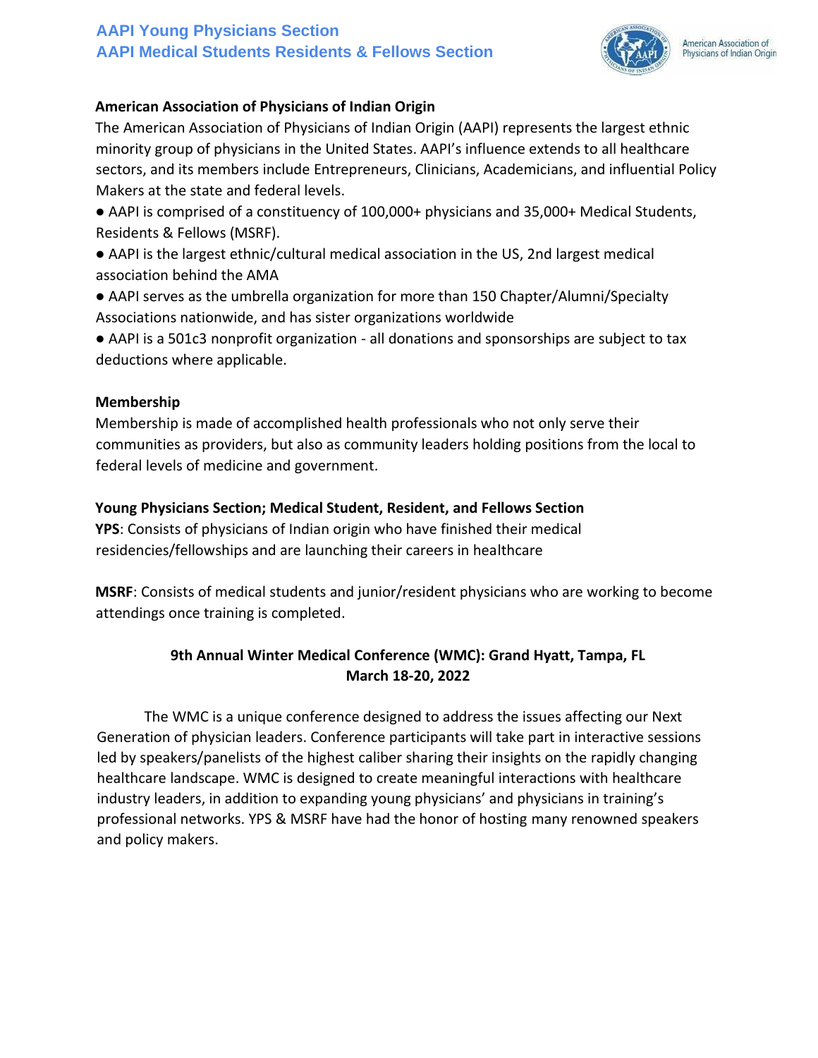# AAPI Young Physicians Section
# AAPI Medical Students Residents & Fellows Section

American Association of Physicians of Indian Origin

## American Association of Physicians of Indian Origin

The American Association of Physicians of Indian Origin (AAPI) represents the largest ethnic minority group of physicians in the United States. AAPI's influence extends to all healthcare sectors, and its members include Entrepreneurs, Clinicians, Academicians, and influential Policy Makers at the state and federal levels.

- AAPI is comprised of a constituency of 100,000+ physicians and 35,000+ Medical Students, Residents & Fellows (MSRF).
- AAPI is the largest ethnic/cultural medical association in the US, 2nd largest medical association behind the AMA
- AAPI serves as the umbrella organization for more than 150 Chapter/Alumni/Specialty Associations nationwide, and has sister organizations worldwide
- AAPI is a 501c3 nonprofit organization - all donations and sponsorships are subject to tax deductions where applicable.

## Membership

Membership is made of accomplished health professionals who not only serve their communities as providers, but also as community leaders holding positions from the local to federal levels of medicine and government.

## Young Physicians Section; Medical Student, Resident, and Fellows Section

**YPS**: Consists of physicians of Indian origin who have finished their medical residencies/fellowships and are launching their careers in healthcare

**MSRF**: Consists of medical students and junior/resident physicians who are working to become attendings once training is completed.

## 9th Annual Winter Medical Conference (WMC): Grand Hyatt, Tampa, FL
## March 18-20, 2022

The WMC is a unique conference designed to address the issues affecting our Next Generation of physician leaders. Conference participants will take part in interactive sessions led by speakers/panelists of the highest caliber sharing their insights on the rapidly changing healthcare landscape. WMC is designed to create meaningful interactions with healthcare industry leaders, in addition to expanding young physicians' and physicians in training's professional networks. YPS & MSRF have had the honor of hosting many renowned speakers and policy makers.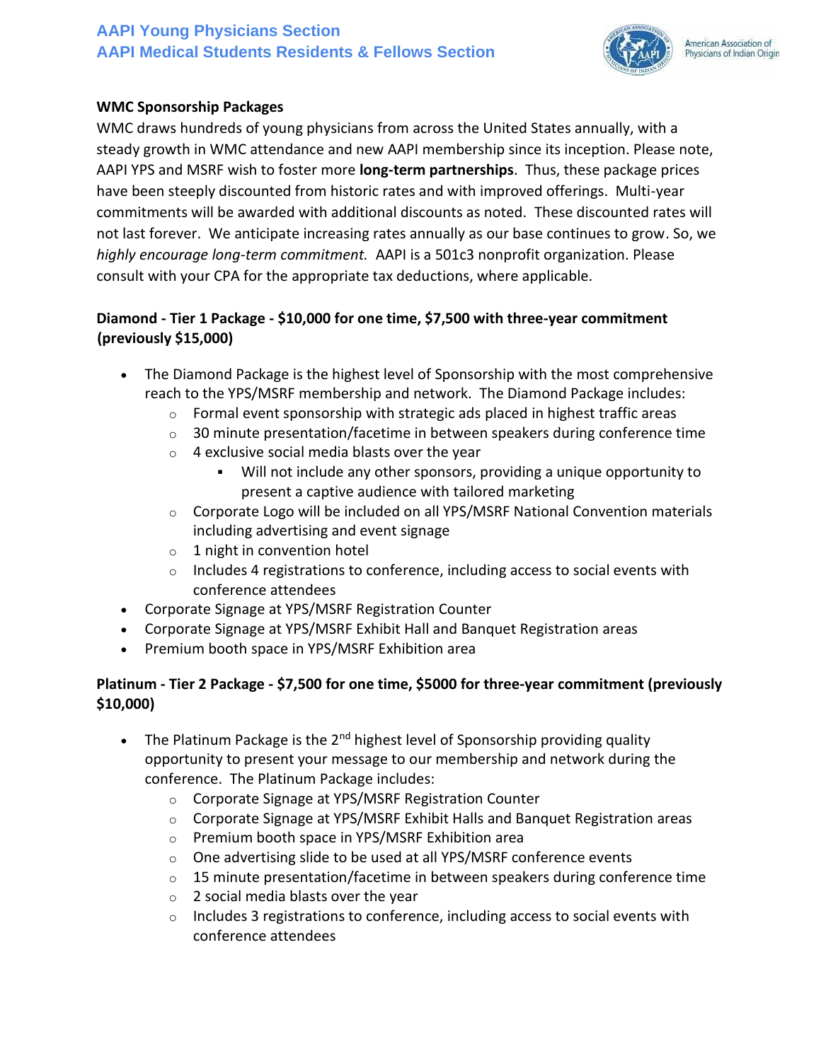**WMC Sponsorship Packages**

WMC draws hundreds of young physicians from across the United States annually, with a steady growth in WMC attendance and new AAPI membership since its inception. Please note, AAPI YPS and MSRF wish to foster more **long-term partnerships**. Thus, these package prices have been steeply discounted from historic rates and with improved offerings. Multi-year commitments will be awarded with additional discounts as noted. These discounted rates will not last forever. We anticipate increasing rates annually as our base continues to grow. So, we *highly encourage long-term commitment.* AAPI is a 501c3 nonprofit organization. Please consult with your CPA for the appropriate tax deductions, where applicable.

**Diamond - Tier 1 Package - $10,000 for one time, $7,500 with three-year commitment (previously $15,000)**

- The Diamond Package is the highest level of Sponsorship with the most comprehensive reach to the YPS/MSRF membership and network. The Diamond Package includes:
  - Formal event sponsorship with strategic ads placed in highest traffic areas
  - 30 minute presentation/facetime in between speakers during conference time
  - 4 exclusive social media blasts over the year
    - Will not include any other sponsors, providing a unique opportunity to present a captive audience with tailored marketing
  - Corporate Logo will be included on all YPS/MSRF National Convention materials including advertising and event signage
  - 1 night in convention hotel
  - Includes 4 registrations to conference, including access to social events with conference attendees
- Corporate Signage at YPS/MSRF Registration Counter
- Corporate Signage at YPS/MSRF Exhibit Hall and Banquet Registration areas
- Premium booth space in YPS/MSRF Exhibition area

**Platinum - Tier 2 Package - $7,500 for one time, $5000 for three-year commitment (previously $10,000)**

- The Platinum Package is the 2nd highest level of Sponsorship providing quality opportunity to present your message to our membership and network during the conference. The Platinum Package includes:
  - Corporate Signage at YPS/MSRF Registration Counter
  - Corporate Signage at YPS/MSRF Exhibit Halls and Banquet Registration areas
  - Premium booth space in YPS/MSRF Exhibition area
  - One advertising slide to be used at all YPS/MSRF conference events
  - 15 minute presentation/facetime in between speakers during conference time
  - 2 social media blasts over the year
  - Includes 3 registrations to conference, including access to social events with conference attendees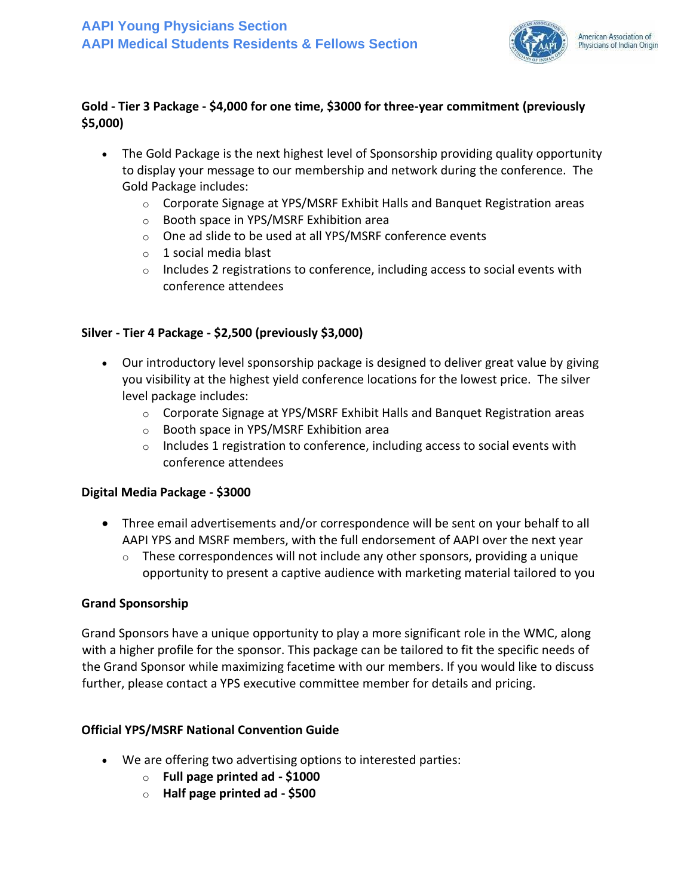**Gold - Tier 3 Package - $4,000 for one time, $3000 for three-year commitment (previously $5,000)**

- The Gold Package is the next highest level of Sponsorship providing quality opportunity to display your message to our membership and network during the conference. The Gold Package includes:
    - Corporate Signage at YPS/MSRF Exhibit Halls and Banquet Registration areas
    - Booth space in YPS/MSRF Exhibition area
    - One ad slide to be used at all YPS/MSRF conference events
    - 1 social media blast
    - Includes 2 registrations to conference, including access to social events with conference attendees

**Silver - Tier 4 Package - $2,500 (previously $3,000)**

- Our introductory level sponsorship package is designed to deliver great value by giving you visibility at the highest yield conference locations for the lowest price. The silver level package includes:
    - Corporate Signage at YPS/MSRF Exhibit Halls and Banquet Registration areas
    - Booth space in YPS/MSRF Exhibition area
    - Includes 1 registration to conference, including access to social events with conference attendees

**Digital Media Package - $3000**

- Three email advertisements and/or correspondence will be sent on your behalf to all AAPI YPS and MSRF members, with the full endorsement of AAPI over the next year
    - These correspondences will not include any other sponsors, providing a unique opportunity to present a captive audience with marketing material tailored to you

**Grand Sponsorship**

Grand Sponsors have a unique opportunity to play a more significant role in the WMC, along with a higher profile for the sponsor. This package can be tailored to fit the specific needs of the Grand Sponsor while maximizing facetime with our members. If you would like to discuss further, please contact a YPS executive committee member for details and pricing.

**Official YPS/MSRF National Convention Guide**

- We are offering two advertising options to interested parties:
    - **Full page printed ad - $1000**
    - **Half page printed ad - $500**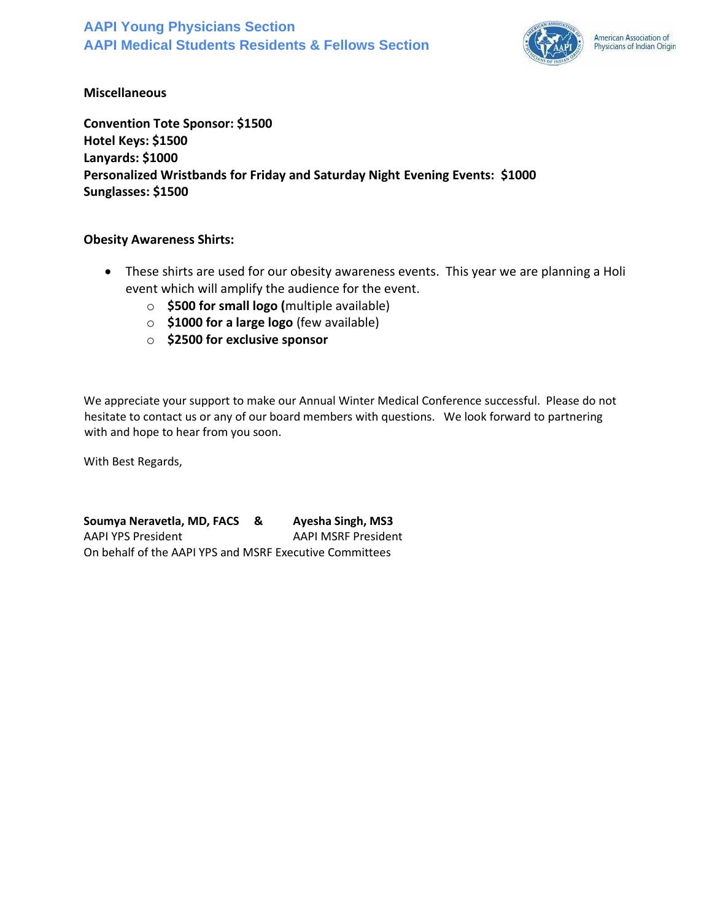**Miscellaneous**

**Convention Tote Sponsor: $1500**
**Hotel Keys: $1500**
**Lanyards: $1000**
**Personalized Wristbands for Friday and Saturday Night Evening Events: $1000**
**Sunglasses: $1500**

**Obesity Awareness Shirts:**

- These shirts are used for our obesity awareness events. This year we are planning a Holi event which will amplify the audience for the event.
    - **$500 for small logo (**multiple available)
    - **$1000 for a large logo** (few available)
    - **$2500 for exclusive sponsor**

We appreciate your support to make our Annual Winter Medical Conference successful. Please do not hesitate to contact us or any of our board members with questions. We look forward to partnering with and hope to hear from you soon.

With Best Regards,

**Soumya Neravetla, MD, FACS** & **Ayesha Singh, MS3**
AAPI YPS President — AAPI MSRF President
On behalf of the AAPI YPS and MSRF Executive Committees